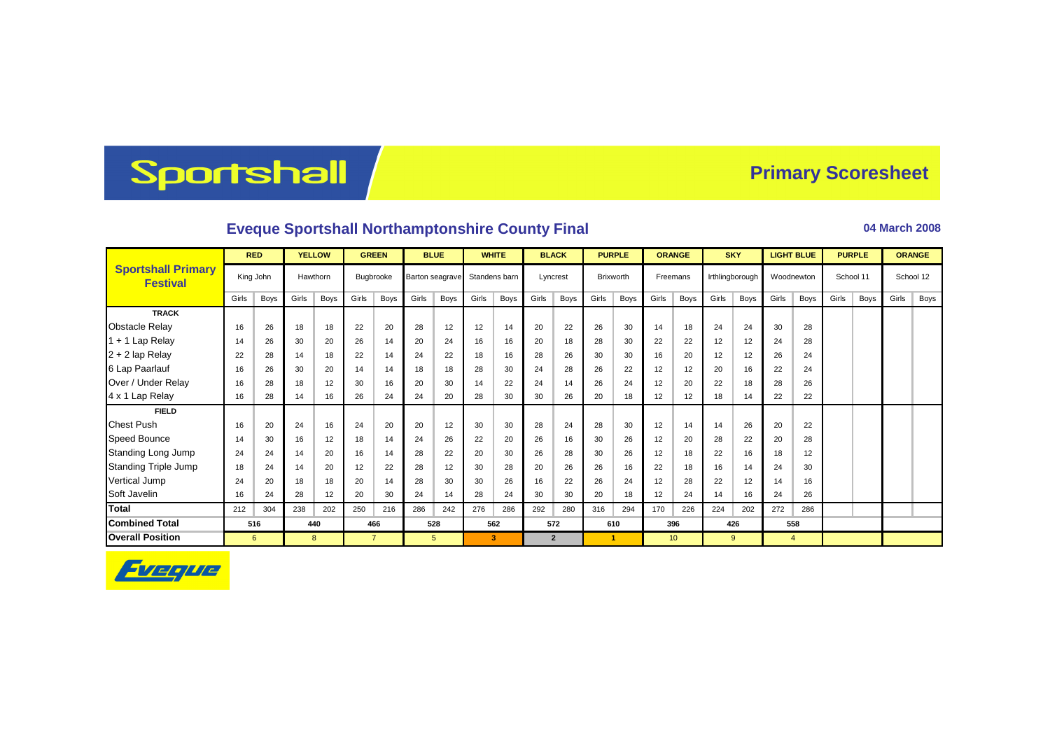# Sportshall

## Primary Scoresheet

### Eveque Sportshall Northamptonshire County Final

**04 March 2008**

| Sportshall Primary Festival | RED | | YELLOW | | GREEN | | BLUE | | WHITE | | BLACK | | PURPLE | | ORANGE | | SKY | | LIGHT BLUE | | PURPLE | | ORANGE | |
|---|---|---|---|---|---|---|---|---|---|---|---|---|---|---|---|---|---|---|---|---|---|---|---|---|
| | King John | | Hawthorn | | Bugbrooke | | Barton seagrave | | Standens barn | | Lyncrest | | Brixworth | | Freemans | | Irthlingborough | | Woodnewton | | School 11 | | School 12 | |
| | Girls | Boys | Girls | Boys | Girls | Boys | Girls | Boys | Girls | Boys | Girls | Boys | Girls | Boys | Girls | Boys | Girls | Boys | Girls | Boys | Girls | Boys | Girls | Boys |
| **TRACK** | | | | | | | | | | | | | | | | | | | | | | | | |
| Obstacle Relay | 16 | 26 | 18 | 18 | 22 | 20 | 28 | 12 | 12 | 14 | 20 | 22 | 26 | 30 | 14 | 18 | 24 | 24 | 30 | 28 | | | | |
| 1 + 1 Lap Relay | 14 | 26 | 30 | 20 | 26 | 14 | 20 | 24 | 16 | 16 | 20 | 18 | 28 | 30 | 22 | 22 | 12 | 12 | 24 | 28 | | | | |
| 2 + 2 lap Relay | 22 | 28 | 14 | 18 | 22 | 14 | 24 | 22 | 18 | 16 | 28 | 26 | 30 | 30 | 16 | 20 | 12 | 12 | 26 | 24 | | | | |
| 6 Lap Paarlauf | 16 | 26 | 30 | 20 | 14 | 14 | 18 | 18 | 28 | 30 | 24 | 28 | 26 | 22 | 12 | 12 | 20 | 16 | 22 | 24 | | | | |
| Over / Under Relay | 16 | 28 | 18 | 12 | 30 | 16 | 20 | 30 | 14 | 22 | 24 | 14 | 26 | 24 | 12 | 20 | 22 | 18 | 28 | 26 | | | | |
| 4 x 1 Lap Relay | 16 | 28 | 14 | 16 | 26 | 24 | 24 | 20 | 28 | 30 | 30 | 26 | 20 | 18 | 12 | 12 | 18 | 14 | 22 | 22 | | | | |
| **FIELD** | | | | | | | | | | | | | | | | | | | | | | | | |
| Chest Push | 16 | 20 | 24 | 16 | 24 | 20 | 20 | 12 | 30 | 30 | 28 | 24 | 28 | 30 | 12 | 14 | 14 | 26 | 20 | 22 | | | | |
| Speed Bounce | 14 | 30 | 16 | 12 | 18 | 14 | 24 | 26 | 22 | 20 | 26 | 16 | 30 | 26 | 12 | 20 | 28 | 22 | 20 | 28 | | | | |
| Standing Long Jump | 24 | 24 | 14 | 20 | 16 | 14 | 28 | 22 | 20 | 30 | 26 | 28 | 30 | 26 | 12 | 18 | 22 | 16 | 18 | 12 | | | | |
| Standing Triple Jump | 18 | 24 | 14 | 20 | 12 | 22 | 28 | 12 | 30 | 28 | 20 | 26 | 26 | 16 | 22 | 18 | 16 | 14 | 24 | 30 | | | | |
| Vertical Jump | 24 | 20 | 18 | 18 | 20 | 14 | 28 | 30 | 30 | 26 | 16 | 22 | 26 | 24 | 12 | 28 | 22 | 12 | 14 | 16 | | | | |
| Soft Javelin | 16 | 24 | 28 | 12 | 20 | 30 | 24 | 14 | 28 | 24 | 30 | 30 | 20 | 18 | 12 | 24 | 14 | 16 | 24 | 26 | | | | |
| **Total** | 212 | 304 | 238 | 202 | 250 | 216 | 286 | 242 | 276 | 286 | 292 | 280 | 316 | 294 | 170 | 226 | 224 | 202 | 272 | 286 | | | | |
| **Combined Total** | 516 | | 440 | | 466 | | 528 | | 562 | | 572 | | 610 | | 396 | | 426 | | 558 | | | | | |
| **Overall Position** | 6 | | 8 | | 7 | | 5 | | 3 | | 2 | | 1 | | 10 | | 9 | | 4 | | | | | |

Eveque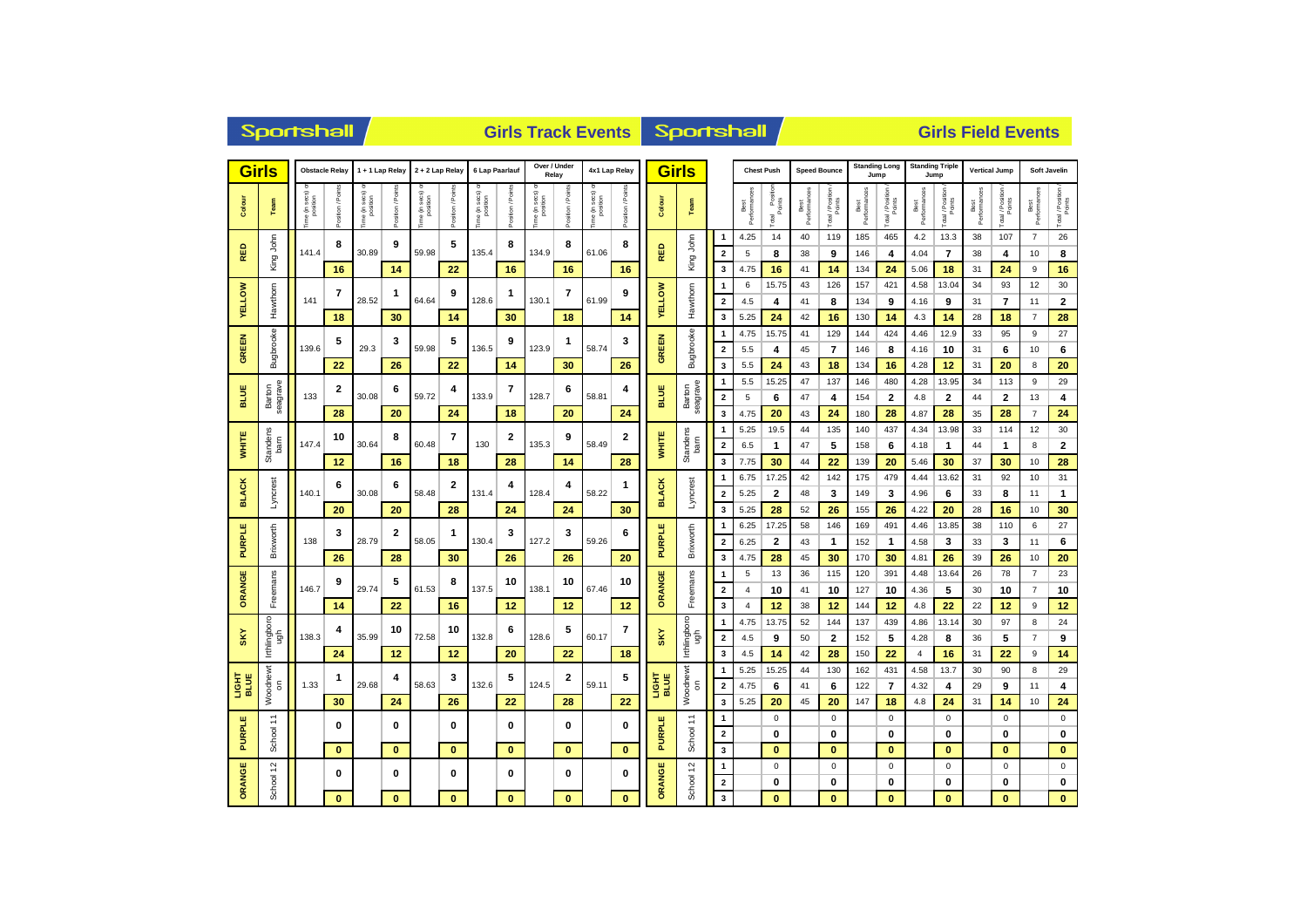# Sportshall — Girls Track Events

| Colour | Team | Obstacle Relay Time (in secs) or position | Obstacle Relay Position / Points | 1 + 1 Lap Relay Time (in secs) or position | 1 + 1 Lap Relay Position / Points | 2 + 2 Lap Relay Time (in secs) or position | 2 + 2 Lap Relay Position / Points | 6 Lap Paarlauf Time (in secs) or position | 6 Lap Paarlauf Position / Points | Over / Under Relay Time (in secs) or position | Over / Under Relay Position / Points | 4x1 Lap Relay Time (in secs) or position | 4x1 Lap Relay Position / Points |
|---|---|---|---|---|---|---|---|---|---|---|---|---|---|
| RED | King John | 141.4 | 8 | 30.89 | 9 | 59.98 | 5 | 135.4 | 8 | 134.9 | 8 | 61.06 | 8 |
| | | | 16 | | 14 | | 22 | | 16 | | 16 | | 16 |
| YELLOW | Hawthorn | 141 | 7 | 28.52 | 1 | 64.64 | 9 | 128.6 | 1 | 130.1 | 7 | 61.99 | 9 |
| | | | 18 | | 30 | | 14 | | 30 | | 18 | | 14 |
| GREEN | Bugbrooke | 139.6 | 5 | 29.3 | 3 | 59.98 | 5 | 136.5 | 9 | 123.9 | 1 | 58.74 | 3 |
| | | | 22 | | 26 | | 22 | | 14 | | 30 | | 26 |
| BLUE | Barton seagrave | 133 | 2 | 30.08 | 6 | 59.72 | 4 | 133.9 | 7 | 128.7 | 6 | 58.81 | 4 |
| | | | 28 | | 20 | | 24 | | 18 | | 20 | | 24 |
| WHITE | Standens barn | 147.4 | 10 | 30.64 | 8 | 60.48 | 7 | 130 | 2 | 135.3 | 9 | 58.49 | 2 |
| | | | 12 | | 16 | | 18 | | 28 | | 14 | | 28 |
| BLACK | Lyncrest | 140.1 | 6 | 30.08 | 6 | 58.48 | 2 | 131.4 | 4 | 128.4 | 4 | 58.22 | 1 |
| | | | 20 | | 20 | | 28 | | 24 | | 24 | | 30 |
| PURPLE | Brixworth | 138 | 3 | 28.79 | 2 | 58.05 | 1 | 130.4 | 3 | 127.2 | 3 | 59.26 | 6 |
| | | | 26 | | 28 | | 30 | | 26 | | 26 | | 20 |
| ORANGE | Freemans | 146.7 | 9 | 29.74 | 5 | 61.53 | 8 | 137.5 | 10 | 138.1 | 10 | 67.46 | 10 |
| | | | 14 | | 22 | | 16 | | 12 | | 12 | | 12 |
| SKY | Irthlingborough | 138.3 | 4 | 35.99 | 10 | 72.58 | 10 | 132.8 | 6 | 128.6 | 5 | 60.17 | 7 |
| | | | 24 | | 12 | | 12 | | 20 | | 22 | | 18 |
| LIGHT BLUE | Woodnewton | 1.33 | 1 | 29.68 | 4 | 58.63 | 3 | 132.6 | 5 | 124.5 | 2 | 59.11 | 5 |
| | | | 30 | | 24 | | 26 | | 22 | | 28 | | 22 |
| PURPLE | School 11 | | 0 | | 0 | | 0 | | 0 | | 0 | | 0 |
| | | | 0 | | 0 | | 0 | | 0 | | 0 | | 0 |
| ORANGE | School 12 | | 0 | | 0 | | 0 | | 0 | | 0 | | 0 |
| | | | 0 | | 0 | | 0 | | 0 | | 0 | | 0 |

# Sportshall — Girls Field Events

| Colour | Team | | Chest Push Best Performances | Chest Push Total / Position / Points | Speed Bounce Best Performances | Speed Bounce Total / Position / Points | Standing Long Jump Best Performances | Standing Long Jump Total / Position / Points | Standing Triple Jump Best Performances | Standing Triple Jump Total / Position / Points | Vertical Jump Best Performances | Vertical Jump Total / Position / Points | Soft Javelin Best Performances | Soft Javelin Total / Position / Points |
|---|---|---|---|---|---|---|---|---|---|---|---|---|---|---|
| RED | King John | 1 | 4.25 | 14 | 40 | 119 | 185 | 465 | 4.2 | 13.3 | 38 | 107 | 7 | 26 |
| | | 2 | 5 | 8 | 38 | 9 | 146 | 4 | 4.04 | 7 | 38 | 4 | 10 | 8 |
| | | 3 | 4.75 | 16 | 41 | 14 | 134 | 24 | 5.06 | 18 | 31 | 24 | 9 | 16 |
| YELLOW | Hawthorn | 1 | 6 | 15.75 | 43 | 126 | 157 | 421 | 4.58 | 13.04 | 34 | 93 | 12 | 30 |
| | | 2 | 4.5 | 4 | 41 | 8 | 134 | 9 | 4.16 | 9 | 31 | 7 | 11 | 2 |
| | | 3 | 5.25 | 24 | 42 | 16 | 130 | 14 | 4.3 | 14 | 28 | 18 | 7 | 28 |
| GREEN | Bugbrooke | 1 | 4.75 | 15.75 | 41 | 129 | 144 | 424 | 4.46 | 12.9 | 33 | 95 | 9 | 27 |
| | | 2 | 5.5 | 4 | 45 | 7 | 146 | 8 | 4.16 | 10 | 31 | 6 | 10 | 6 |
| | | 3 | 5.5 | 24 | 43 | 18 | 134 | 16 | 4.28 | 12 | 31 | 20 | 8 | 20 |
| BLUE | Barton seagrave | 1 | 5.5 | 15.25 | 47 | 137 | 146 | 480 | 4.28 | 13.95 | 34 | 113 | 9 | 29 |
| | | 2 | 5 | 6 | 47 | 4 | 154 | 2 | 4.8 | 2 | 44 | 2 | 13 | 4 |
| | | 3 | 4.75 | 20 | 43 | 24 | 180 | 28 | 4.87 | 28 | 35 | 28 | 7 | 24 |
| WHITE | Standens barn | 1 | 5.25 | 19.5 | 44 | 135 | 140 | 437 | 4.34 | 13.98 | 33 | 114 | 12 | 30 |
| | | 2 | 6.5 | 1 | 47 | 5 | 158 | 6 | 4.18 | 1 | 44 | 1 | 8 | 2 |
| | | 3 | 7.75 | 30 | 44 | 22 | 139 | 20 | 5.46 | 30 | 37 | 30 | 10 | 28 |
| BLACK | Lyncrest | 1 | 6.75 | 17.25 | 42 | 142 | 175 | 479 | 4.44 | 13.62 | 31 | 92 | 10 | 31 |
| | | 2 | 5.25 | 2 | 48 | 3 | 149 | 3 | 4.96 | 6 | 33 | 8 | 11 | 1 |
| | | 3 | 5.25 | 28 | 52 | 26 | 155 | 26 | 4.22 | 20 | 28 | 16 | 10 | 30 |
| PURPLE | Brixworth | 1 | 6.25 | 17.25 | 58 | 146 | 169 | 491 | 4.46 | 13.85 | 38 | 110 | 6 | 27 |
| | | 2 | 6.25 | 2 | 43 | 1 | 152 | 1 | 4.58 | 3 | 33 | 3 | 11 | 6 |
| | | 3 | 4.75 | 28 | 45 | 30 | 170 | 30 | 4.81 | 26 | 39 | 26 | 10 | 20 |
| ORANGE | Freemans | 1 | 5 | 13 | 36 | 115 | 120 | 391 | 4.48 | 13.64 | 26 | 78 | 7 | 23 |
| | | 2 | 4 | 10 | 41 | 10 | 127 | 10 | 4.36 | 5 | 30 | 10 | 7 | 10 |
| | | 3 | 4 | 12 | 38 | 12 | 144 | 12 | 4.8 | 22 | 22 | 12 | 9 | 12 |
| SKY | Irthlingborough | 1 | 4.75 | 13.75 | 52 | 144 | 137 | 439 | 4.86 | 13.14 | 30 | 97 | 8 | 24 |
| | | 2 | 4.5 | 9 | 50 | 2 | 152 | 5 | 4.28 | 8 | 36 | 5 | 7 | 9 |
| | | 3 | 4.5 | 14 | 42 | 28 | 150 | 22 | 4 | 16 | 31 | 22 | 9 | 14 |
| LIGHT BLUE | Woodnewton | 1 | 5.25 | 15.25 | 44 | 130 | 162 | 431 | 4.58 | 13.7 | 30 | 90 | 8 | 29 |
| | | 2 | 4.75 | 6 | 41 | 6 | 122 | 7 | 4.32 | 4 | 29 | 9 | 11 | 4 |
| | | 3 | 5.25 | 20 | 45 | 20 | 147 | 18 | 4.8 | 24 | 31 | 14 | 10 | 24 |
| PURPLE | School 11 | 1 | | 0 | | 0 | | 0 | | 0 | | 0 | | 0 |
| | | 2 | | 0 | | 0 | | 0 | | 0 | | 0 | | 0 |
| | | 3 | | 0 | | 0 | | 0 | | 0 | | 0 | | 0 |
| ORANGE | School 12 | 1 | | 0 | | 0 | | 0 | | 0 | | 0 | | 0 |
| | | 2 | | 0 | | 0 | | 0 | | 0 | | 0 | | 0 |
| | | 3 | | 0 | | 0 | | 0 | | 0 | | 0 | | 0 |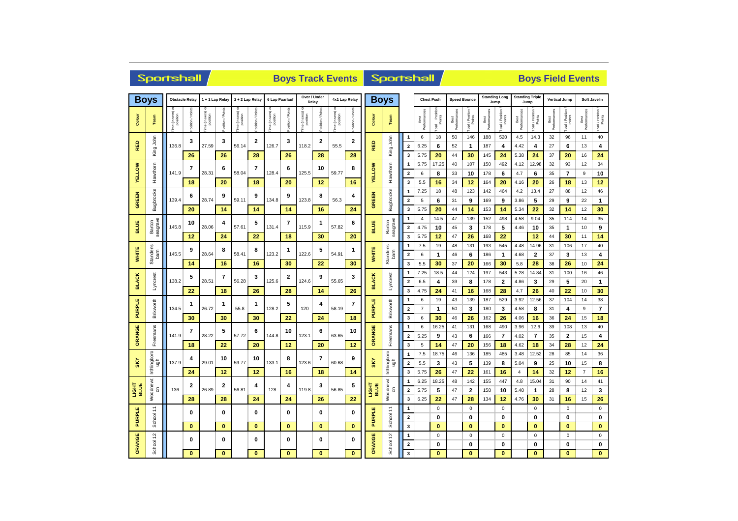# Sportshall

## Boys Track Events

| Colour | Team | Obstacle Relay: Time (in secs) or position | Obstacle Relay: Position / Points | 1 + 1 Lap Relay: Time (in secs) or position | 1 + 1 Lap Relay: Position / Points | 2 + 2 Lap Relay: Time (in secs) or position | 2 + 2 Lap Relay: Position / Points | 6 Lap Paarlauf: Time (in secs) or position | 6 Lap Paarlauf: Position / Points | Over / Under Relay: Time (in secs) or position | Over / Under Relay: Position / Points | 4x1 Lap Relay: Time (in secs) or position | 4x1 Lap Relay: Position / Points |
|---|---|---|---|---|---|---|---|---|---|---|---|---|---|
| RED | King John | 136.8 | 3 | 27.59 | 3 | 56.14 | 2 | 126.7 | 3 | 118.2 | 2 | 55.5 | 2 |
| | | | 26 | | 26 | | 28 | | 26 | | 28 | | 28 |
| YELLOW | Hawthorn | 141.9 | 7 | 28.31 | 6 | 58.04 | 7 | 128.4 | 6 | 125.5 | 10 | 59.77 | 8 |
| | | | 18 | | 20 | | 18 | | 20 | | 12 | | 16 |
| GREEN | Bugbrooke | 139.4 | 6 | 28.74 | 9 | 59.11 | 9 | 134.8 | 9 | 123.8 | 8 | 56.3 | 4 |
| | | | 20 | | 14 | | 14 | | 14 | | 16 | | 24 |
| BLUE | Barton seagrave | 145.8 | 10 | 28.06 | 4 | 57.61 | 5 | 131.4 | 7 | 115.9 | 1 | 57.82 | 6 |
| | | | 12 | | 24 | | 22 | | 18 | | 30 | | 20 |
| WHITE | Standens barn | 145.5 | 9 | 28.64 | 8 | 58.41 | 8 | 123.2 | 1 | 122.6 | 5 | 54.91 | 1 |
| | | | 14 | | 16 | | 16 | | 30 | | 22 | | 30 |
| BLACK | Lyncrest | 138.2 | 5 | 28.51 | 7 | 56.28 | 3 | 125.6 | 2 | 124.6 | 9 | 55.65 | 3 |
| | | | 22 | | 18 | | 26 | | 28 | | 14 | | 26 |
| PURPLE | Brixworth | 134.5 | 1 | 26.72 | 1 | 55.8 | 1 | 128.2 | 5 | 120 | 4 | 58.19 | 7 |
| | | | 30 | | 30 | | 30 | | 22 | | 24 | | 18 |
| ORANGE | Freemans | 141.9 | 7 | 28.22 | 5 | 57.72 | 6 | 144.8 | 10 | 123.1 | 6 | 63.65 | 10 |
| | | | 18 | | 22 | | 20 | | 12 | | 20 | | 12 |
| SKY | Irthlingborough | 137.9 | 4 | 29.01 | 10 | 59.77 | 10 | 133.1 | 8 | 123.6 | 7 | 60.68 | 9 |
| | | | 24 | | 12 | | 12 | | 16 | | 18 | | 14 |
| LIGHT BLUE | Woodnewton | 136 | 2 | 26.89 | 2 | 56.81 | 4 | 128 | 4 | 119.8 | 3 | 56.85 | 5 |
| | | | 28 | | 28 | | 24 | | 24 | | 26 | | 22 |
| PURPLE | School 11 | | 0 | | 0 | | 0 | | 0 | | 0 | | 0 |
| | | | 0 | | 0 | | 0 | | 0 | | 0 | | 0 |
| ORANGE | School 12 | | 0 | | 0 | | 0 | | 0 | | 0 | | 0 |
| | | | 0 | | 0 | | 0 | | 0 | | 0 | | 0 |

# Sportshall

## Boys Field Events

| Colour | Team | | Chest Push: Best Performances | Chest Push: Total / Position / Points | Speed Bounce: Best Performances | Speed Bounce: Total / Position / Points | Standing Long Jump: Best Performances | Standing Long Jump: Total / Position / Points | Standing Triple Jump: Best Performances | Standing Triple Jump: Total / Position / Points | Vertical Jump: Best Performances | Vertical Jump: Total / Position / Points | Soft Javelin: Best Performances | Soft Javelin: Total / Position / Points |
|---|---|---|---|---|---|---|---|---|---|---|---|---|---|---|
| RED | King John | 1 | 6 | 18 | 50 | 146 | 188 | 520 | 4.5 | 14.3 | 32 | 96 | 11 | 40 |
| | | 2 | 6.25 | 6 | 52 | 1 | 187 | 4 | 4.42 | 4 | 27 | 6 | 13 | 4 |
| | | 3 | 5.75 | 20 | 44 | 30 | 145 | 24 | 5.38 | 24 | 37 | 20 | 16 | 24 |
| YELLOW | Hawthorn | 1 | 5.75 | 17.25 | 40 | 107 | 150 | 492 | 4.12 | 12.98 | 32 | 93 | 12 | 34 |
| | | 2 | 6 | 8 | 33 | 10 | 178 | 6 | 4.7 | 6 | 35 | 7 | 9 | 10 |
| | | 3 | 5.5 | 16 | 34 | 12 | 164 | 20 | 4.16 | 20 | 26 | 18 | 13 | 12 |
| GREEN | Bugbrooke | 1 | 7.25 | 18 | 48 | 123 | 142 | 464 | 4.2 | 13.4 | 27 | 88 | 12 | 46 |
| | | 2 | 5 | 6 | 31 | 9 | 169 | 9 | 3.86 | 5 | 29 | 9 | 22 | 1 |
| | | 3 | 5.75 | 20 | 44 | 14 | 153 | 14 | 5.34 | 22 | 32 | 14 | 12 | 30 |
| BLUE | Barton seagrave | 1 | 4 | 14.5 | 47 | 139 | 152 | 498 | 4.58 | 9.04 | 35 | 114 | 14 | 35 |
| | | 2 | 4.75 | 10 | 45 | 3 | 178 | 5 | 4.46 | 10 | 35 | 1 | 10 | 9 |
| | | 3 | 5.75 | 12 | 47 | 26 | 168 | 22 | | 12 | 44 | 30 | 11 | 14 |
| WHITE | Standens barn | 1 | 7.5 | 19 | 48 | 131 | 193 | 545 | 4.48 | 14.96 | 31 | 106 | 17 | 40 |
| | | 2 | 6 | 1 | 46 | 6 | 186 | 1 | 4.68 | 2 | 37 | 3 | 13 | 4 |
| | | 3 | 5.5 | 30 | 37 | 20 | 166 | 30 | 5.8 | 28 | 38 | 26 | 10 | 24 |
| BLACK | Lyncrest | 1 | 7.25 | 18.5 | 44 | 124 | 197 | 543 | 5.28 | 14.84 | 31 | 100 | 16 | 46 |
| | | 2 | 6.5 | 4 | 39 | 8 | 178 | 2 | 4.86 | 3 | 29 | 5 | 20 | 1 |
| | | 3 | 4.75 | 24 | 41 | 16 | 168 | 28 | 4.7 | 26 | 40 | 22 | 10 | 30 |
| PURPLE | Brixworth | 1 | 6 | 19 | 43 | 139 | 187 | 529 | 3.92 | 12.56 | 37 | 104 | 14 | 38 |
| | | 2 | 7 | 1 | 50 | 3 | 180 | 3 | 4.58 | 8 | 31 | 4 | 9 | 7 |
| | | 3 | 6 | 30 | 46 | 26 | 162 | 26 | 4.06 | 16 | 36 | 24 | 15 | 18 |
| ORANGE | Freemans | 1 | 6 | 16.25 | 41 | 131 | 168 | 490 | 3.96 | 12.6 | 39 | 108 | 13 | 40 |
| | | 2 | 5.25 | 9 | 43 | 6 | 166 | 7 | 4.02 | 7 | 35 | 2 | 15 | 4 |
| | | 3 | 5 | 14 | 47 | 20 | 156 | 18 | 4.62 | 18 | 34 | 28 | 12 | 24 |
| SKY | Irthlingborough | 1 | 7.5 | 18.75 | 46 | 136 | 185 | 485 | 3.48 | 12.52 | 28 | 85 | 14 | 36 |
| | | 2 | 5.5 | 3 | 43 | 5 | 139 | 8 | 5.04 | 9 | 25 | 10 | 15 | 8 |
| | | 3 | 5.75 | 26 | 47 | 22 | 161 | 16 | 4 | 14 | 32 | 12 | 7 | 16 |
| LIGHT BLUE | Woodnewton | 1 | 6.25 | 18.25 | 48 | 142 | 155 | 447 | 4.8 | 15.04 | 31 | 90 | 14 | 41 |
| | | 2 | 5.75 | 5 | 47 | 2 | 158 | 10 | 5.48 | 1 | 28 | 8 | 12 | 3 |
| | | 3 | 6.25 | 22 | 47 | 28 | 134 | 12 | 4.76 | 30 | 31 | 16 | 15 | 26 |
| PURPLE | School 11 | 1 | | 0 | | 0 | | 0 | | 0 | | 0 | | 0 |
| | | 2 | | 0 | | 0 | | 0 | | 0 | | 0 | | 0 |
| | | 3 | | 0 | | 0 | | 0 | | 0 | | 0 | | 0 |
| ORANGE | School 12 | 1 | | 0 | | 0 | | 0 | | 0 | | 0 | | 0 |
| | | 2 | | 0 | | 0 | | 0 | | 0 | | 0 | | 0 |
| | | 3 | | 0 | | 0 | | 0 | | 0 | | 0 | | 0 |